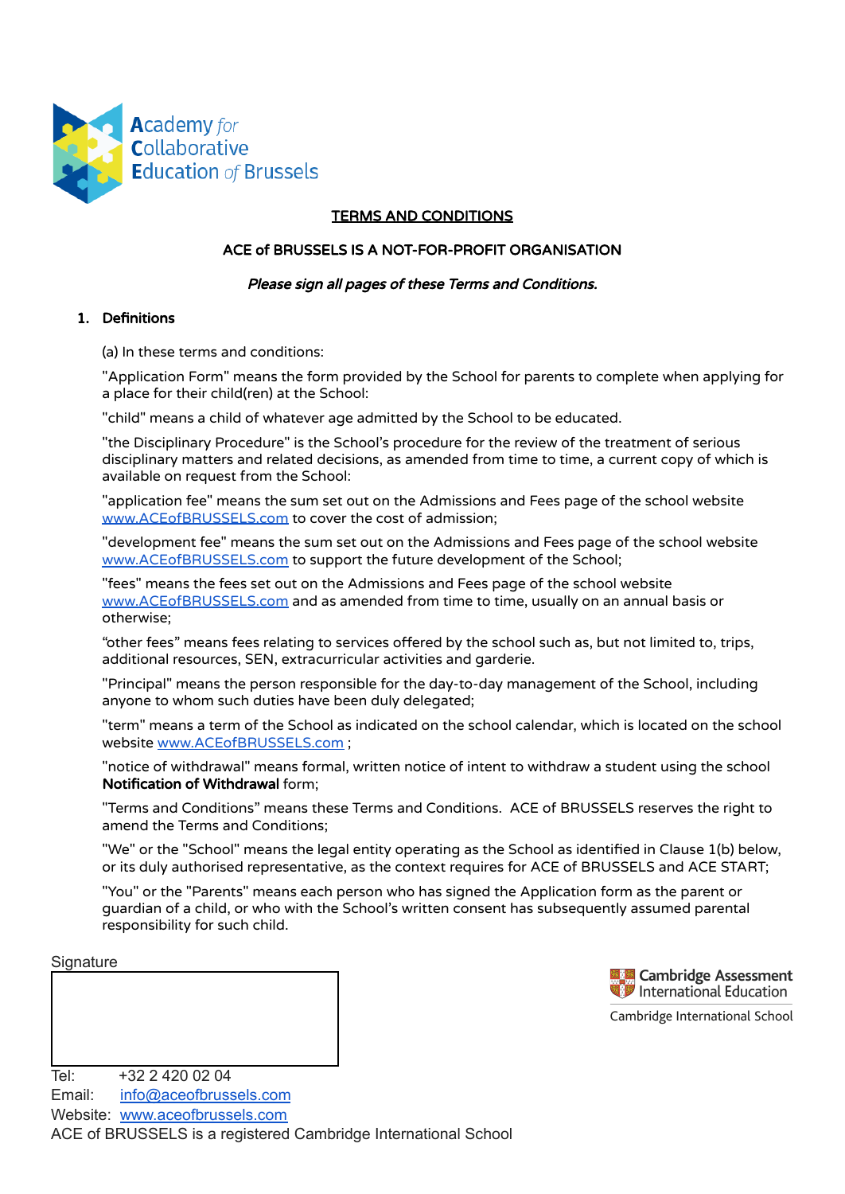Academy for Collaborative Education of Brussels

**TERMS AND CONDITIONS**

**ACE of BRUSSELS IS A NOT-FOR-PROFIT ORGANISATION**

***Please sign all pages of these Terms and Conditions.***

## 1. Definitions

(a) In these terms and conditions:

"Application Form" means the form provided by the School for parents to complete when applying for a place for their child(ren) at the School:

"child" means a child of whatever age admitted by the School to be educated.

"the Disciplinary Procedure" is the School's procedure for the review of the treatment of serious disciplinary matters and related decisions, as amended from time to time, a current copy of which is available on request from the School:

"application fee" means the sum set out on the Admissions and Fees page of the school website www.ACEofBRUSSELS.com to cover the cost of admission;

"development fee" means the sum set out on the Admissions and Fees page of the school website www.ACEofBRUSSELS.com to support the future development of the School;

"fees" means the fees set out on the Admissions and Fees page of the school website www.ACEofBRUSSELS.com and as amended from time to time, usually on an annual basis or otherwise;

"other fees" means fees relating to services offered by the school such as, but not limited to, trips, additional resources, SEN, extracurricular activities and garderie.

"Principal" means the person responsible for the day-to-day management of the School, including anyone to whom such duties have been duly delegated;

"term" means a term of the School as indicated on the school calendar, which is located on the school website www.ACEofBRUSSELS.com ;

"notice of withdrawal" means formal, written notice of intent to withdraw a student using the school **Notification of Withdrawal** form;

"Terms and Conditions" means these Terms and Conditions. ACE of BRUSSELS reserves the right to amend the Terms and Conditions;

"We" or the "School" means the legal entity operating as the School as identified in Clause 1(b) below, or its duly authorised representative, as the context requires for ACE of BRUSSELS and ACE START;

"You" or the "Parents" means each person who has signed the Application form as the parent or guardian of a child, or who with the School's written consent has subsequently assumed parental responsibility for such child.

Signature

Cambridge Assessment International Education
Cambridge International School

Tel: +32 2 420 02 04
Email: info@aceofbrussels.com
Website: www.aceofbrussels.com
ACE of BRUSSELS is a registered Cambridge International School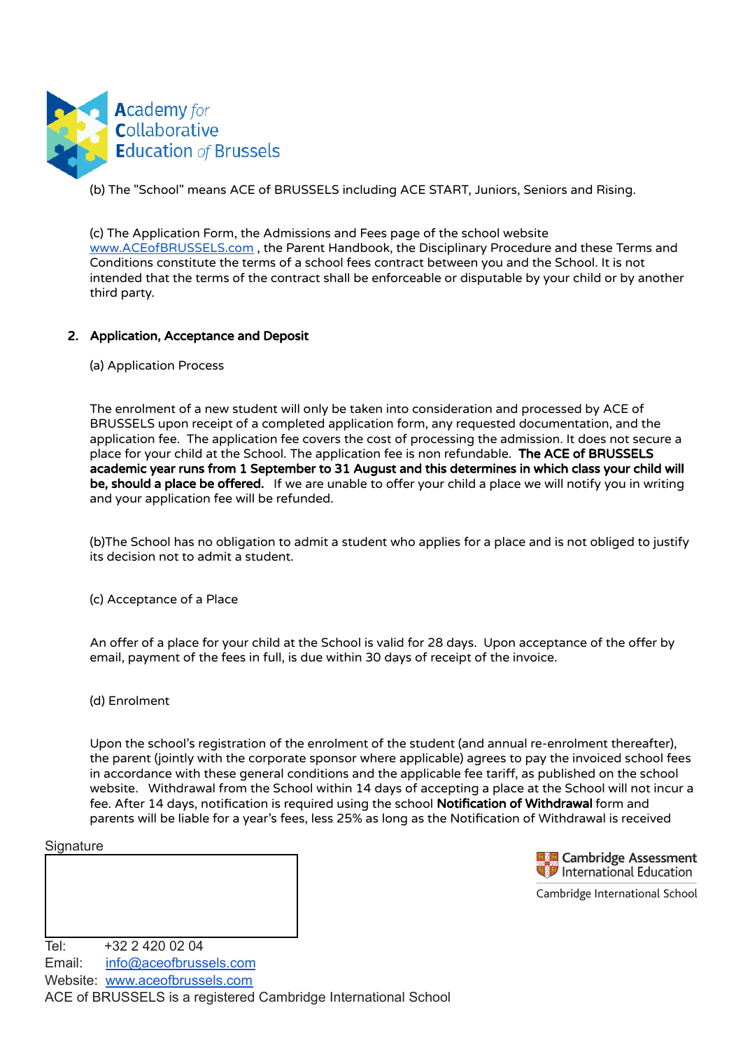(b) The "School" means ACE of BRUSSELS including ACE START, Juniors, Seniors and Rising.

(c) The Application Form, the Admissions and Fees page of the school website www.ACEofBRUSSELS.com , the Parent Handbook, the Disciplinary Procedure and these Terms and Conditions constitute the terms of a school fees contract between you and the School. It is not intended that the terms of the contract shall be enforceable or disputable by your child or by another third party.

## 2. Application, Acceptance and Deposit

(a) Application Process

The enrolment of a new student will only be taken into consideration and processed by ACE of BRUSSELS upon receipt of a completed application form, any requested documentation, and the application fee. The application fee covers the cost of processing the admission. It does not secure a place for your child at the School. The application fee is non refundable. **The ACE of BRUSSELS academic year runs from 1 September to 31 August and this determines in which class your child will be, should a place be offered.** If we are unable to offer your child a place we will notify you in writing and your application fee will be refunded.

(b)The School has no obligation to admit a student who applies for a place and is not obliged to justify its decision not to admit a student.

(c) Acceptance of a Place

An offer of a place for your child at the School is valid for 28 days. Upon acceptance of the offer by email, payment of the fees in full, is due within 30 days of receipt of the invoice.

(d) Enrolment

Upon the school's registration of the enrolment of the student (and annual re-enrolment thereafter), the parent (jointly with the corporate sponsor where applicable) agrees to pay the invoiced school fees in accordance with these general conditions and the applicable fee tariff, as published on the school website. Withdrawal from the School within 14 days of accepting a place at the School will not incur a fee. After 14 days, notification is required using the school **Notification of Withdrawal** form and parents will be liable for a year's fees, less 25% as long as the Notification of Withdrawal is received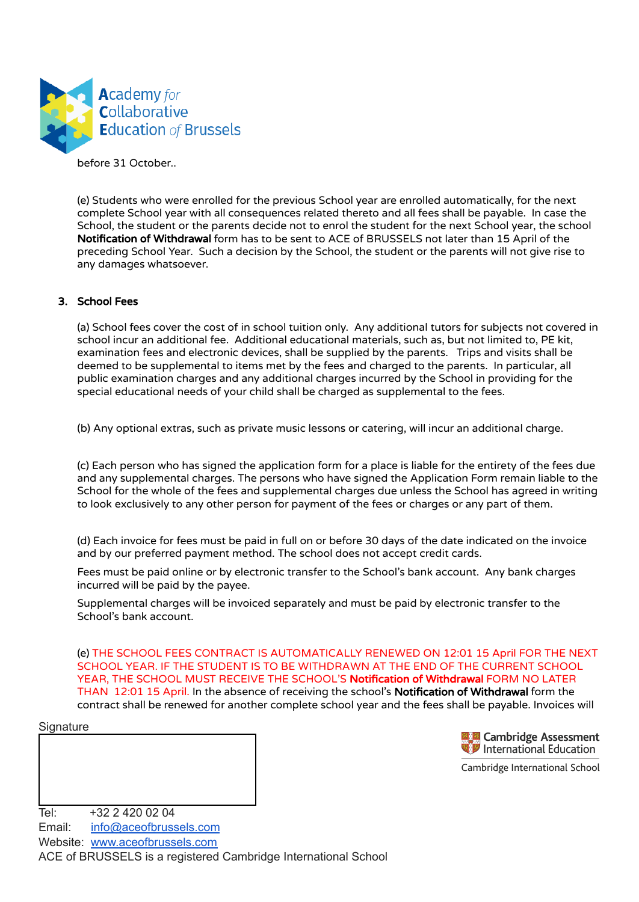before 31 October..

(e) Students who were enrolled for the previous School year are enrolled automatically, for the next complete School year with all consequences related thereto and all fees shall be payable. In case the School, the student or the parents decide not to enrol the student for the next School year, the school **Notification of Withdrawal** form has to be sent to ACE of BRUSSELS not later than 15 April of the preceding School Year. Such a decision by the School, the student or the parents will not give rise to any damages whatsoever.

## 3. School Fees

(a) School fees cover the cost of in school tuition only. Any additional tutors for subjects not covered in school incur an additional fee. Additional educational materials, such as, but not limited to, PE kit, examination fees and electronic devices, shall be supplied by the parents. Trips and visits shall be deemed to be supplemental to items met by the fees and charged to the parents. In particular, all public examination charges and any additional charges incurred by the School in providing for the special educational needs of your child shall be charged as supplemental to the fees.

(b) Any optional extras, such as private music lessons or catering, will incur an additional charge.

(c) Each person who has signed the application form for a place is liable for the entirety of the fees due and any supplemental charges. The persons who have signed the Application Form remain liable to the School for the whole of the fees and supplemental charges due unless the School has agreed in writing to look exclusively to any other person for payment of the fees or charges or any part of them.

(d) Each invoice for fees must be paid in full on or before 30 days of the date indicated on the invoice and by our preferred payment method. The school does not accept credit cards.

Fees must be paid online or by electronic transfer to the School's bank account. Any bank charges incurred will be paid by the payee.

Supplemental charges will be invoiced separately and must be paid by electronic transfer to the School's bank account.

(e) THE SCHOOL FEES CONTRACT IS AUTOMATICALLY RENEWED ON 12:01 15 April FOR THE NEXT SCHOOL YEAR. IF THE STUDENT IS TO BE WITHDRAWN AT THE END OF THE CURRENT SCHOOL YEAR, THE SCHOOL MUST RECEIVE THE SCHOOL'S **Notification of Withdrawal** FORM NO LATER THAN 12:01 15 April. In the absence of receiving the school's **Notification of Withdrawal** form the contract shall be renewed for another complete school year and the fees shall be payable. Invoices will

Signature

Tel: +32 2 420 02 04
Email: info@aceofbrussels.com
Website: www.aceofbrussels.com
ACE of BRUSSELS is a registered Cambridge International School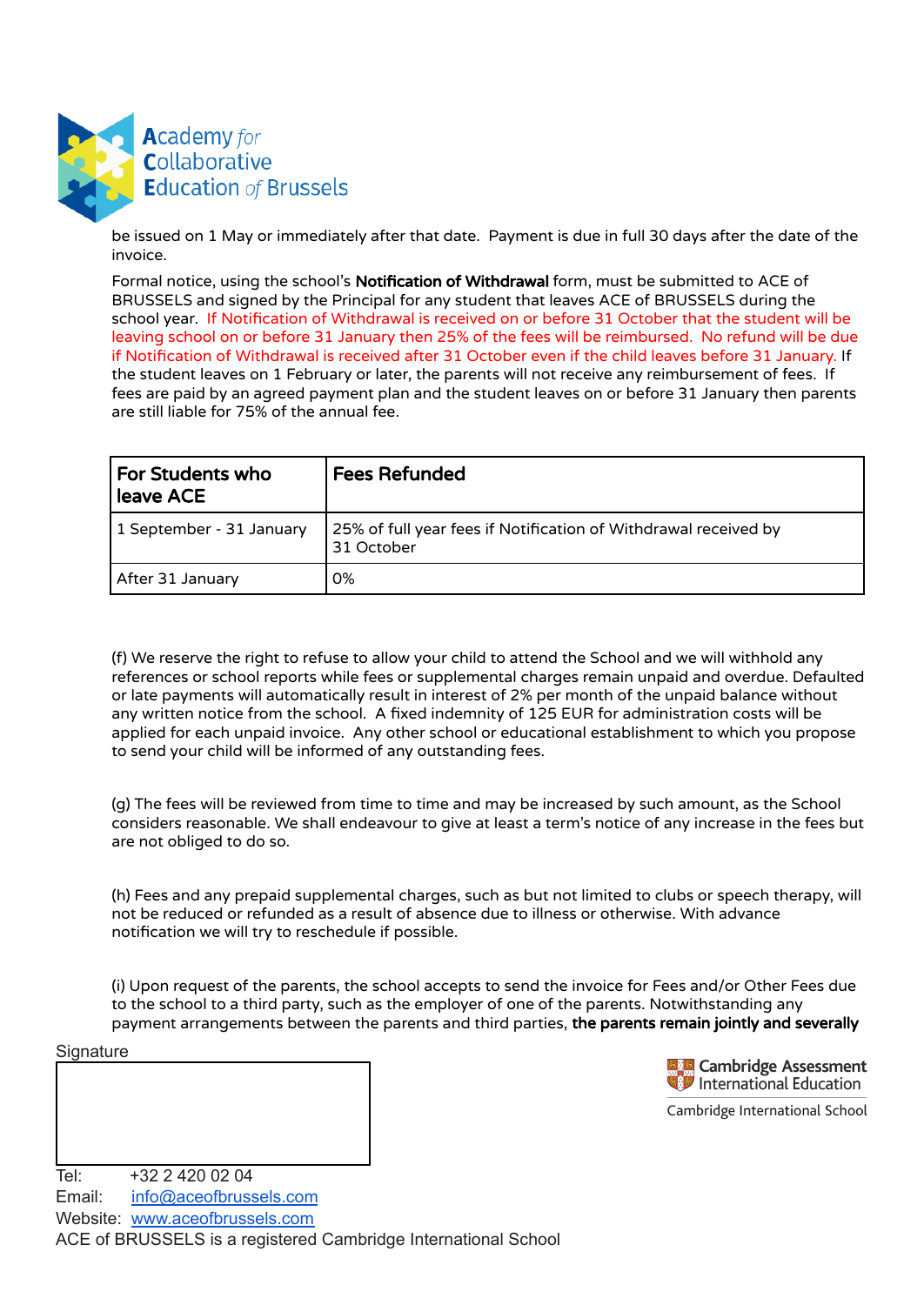be issued on 1 May or immediately after that date. Payment is due in full 30 days after the date of the invoice.

Formal notice, using the school's **Notification of Withdrawal** form, must be submitted to ACE of BRUSSELS and signed by the Principal for any student that leaves ACE of BRUSSELS during the school year. If Notification of Withdrawal is received on or before 31 October that the student will be leaving school on or before 31 January then 25% of the fees will be reimbursed. No refund will be due if Notification of Withdrawal is received after 31 October even if the child leaves before 31 January. If the student leaves on 1 February or later, the parents will not receive any reimbursement of fees. If fees are paid by an agreed payment plan and the student leaves on or before 31 January then parents are still liable for 75% of the annual fee.

| **For Students who leave ACE** | **Fees Refunded** |
|---|---|
| 1 September - 31 January | 25% of full year fees if Notification of Withdrawal received by 31 October |
| After 31 January | 0% |

(f) We reserve the right to refuse to allow your child to attend the School and we will withhold any references or school reports while fees or supplemental charges remain unpaid and overdue. Defaulted or late payments will automatically result in interest of 2% per month of the unpaid balance without any written notice from the school. A fixed indemnity of 125 EUR for administration costs will be applied for each unpaid invoice. Any other school or educational establishment to which you propose to send your child will be informed of any outstanding fees.

(g) The fees will be reviewed from time to time and may be increased by such amount, as the School considers reasonable. We shall endeavour to give at least a term's notice of any increase in the fees but are not obliged to do so.

(h) Fees and any prepaid supplemental charges, such as but not limited to clubs or speech therapy, will not be reduced or refunded as a result of absence due to illness or otherwise. With advance notification we will try to reschedule if possible.

(i) Upon request of the parents, the school accepts to send the invoice for Fees and/or Other Fees due to the school to a third party, such as the employer of one of the parents. Notwithstanding any payment arrangements between the parents and third parties, **the parents remain jointly and severally**

Signature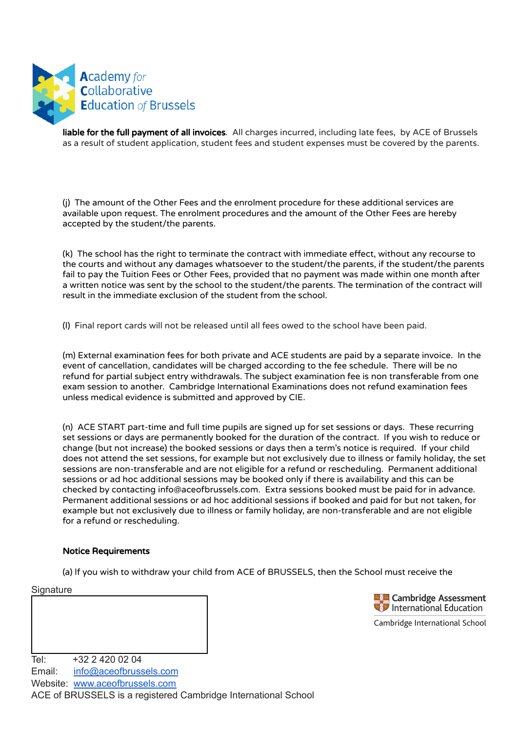**liable for the full payment of all invoices**. All charges incurred, including late fees, by ACE of Brussels as a result of student application, student fees and student expenses must be covered by the parents.

(j) The amount of the Other Fees and the enrolment procedure for these additional services are available upon request. The enrolment procedures and the amount of the Other Fees are hereby accepted by the student/the parents.

(k) The school has the right to terminate the contract with immediate effect, without any recourse to the courts and without any damages whatsoever to the student/the parents, if the student/the parents fail to pay the Tuition Fees or Other Fees, provided that no payment was made within one month after a written notice was sent by the school to the student/the parents. The termination of the contract will result in the immediate exclusion of the student from the school.

(l) Final report cards will not be released until all fees owed to the school have been paid.

(m) External examination fees for both private and ACE students are paid by a separate invoice. In the event of cancellation, candidates will be charged according to the fee schedule. There will be no refund for partial subject entry withdrawals. The subject examination fee is non transferable from one exam session to another. Cambridge International Examinations does not refund examination fees unless medical evidence is submitted and approved by CIE.

(n) ACE START part-time and full time pupils are signed up for set sessions or days. These recurring set sessions or days are permanently booked for the duration of the contract. If you wish to reduce or change (but not increase) the booked sessions or days then a term's notice is required. If your child does not attend the set sessions, for example but not exclusively due to illness or family holiday, the set sessions are non-transferable and are not eligible for a refund or rescheduling. Permanent additional sessions or ad hoc additional sessions may be booked only if there is availability and this can be checked by contacting info@aceofbrussels.com. Extra sessions booked must be paid for in advance. Permanent additional sessions or ad hoc additional sessions if booked and paid for but not taken, for example but not exclusively due to illness or family holiday, are non-transferable and are not eligible for a refund or rescheduling.

**Notice Requirements**

(a) If you wish to withdraw your child from ACE of BRUSSELS, then the School must receive the

Signature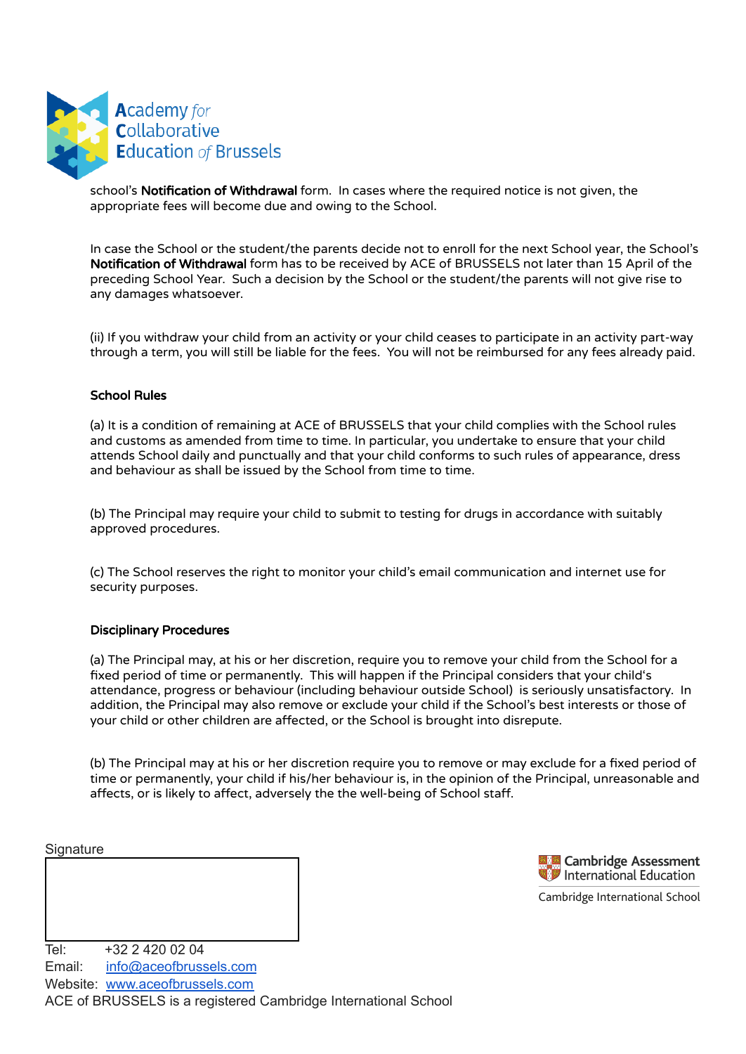school's **Notification of Withdrawal** form.  In cases where the required notice is not given, the appropriate fees will become due and owing to the School.

In case the School or the student/the parents decide not to enroll for the next School year, the School's **Notification of Withdrawal** form has to be received by ACE of BRUSSELS not later than 15 April of the preceding School Year.  Such a decision by the School or the student/the parents will not give rise to any damages whatsoever.

(ii) If you withdraw your child from an activity or your child ceases to participate in an activity part-way through a term, you will still be liable for the fees.  You will not be reimbursed for any fees already paid.

**School Rules**

(a) It is a condition of remaining at ACE of BRUSSELS that your child complies with the School rules and customs as amended from time to time. In particular, you undertake to ensure that your child attends School daily and punctually and that your child conforms to such rules of appearance, dress and behaviour as shall be issued by the School from time to time.

(b) The Principal may require your child to submit to testing for drugs in accordance with suitably approved procedures.

(c) The School reserves the right to monitor your child's email communication and internet use for security purposes.

**Disciplinary Procedures**

(a) The Principal may, at his or her discretion, require you to remove your child from the School for a fixed period of time or permanently.  This will happen if the Principal considers that your child's attendance, progress or behaviour (including behaviour outside School)  is seriously unsatisfactory.  In addition, the Principal may also remove or exclude your child if the School's best interests or those of your child or other children are affected, or the School is brought into disrepute.

(b) The Principal may at his or her discretion require you to remove or may exclude for a fixed period of time or permanently, your child if his/her behaviour is, in the opinion of the Principal, unreasonable and affects, or is likely to affect, adversely the the well-being of School staff.

Signature

Tel: +32 2 420 02 04
Email: info@aceofbrussels.com
Website: www.aceofbrussels.com
ACE of BRUSSELS is a registered Cambridge International School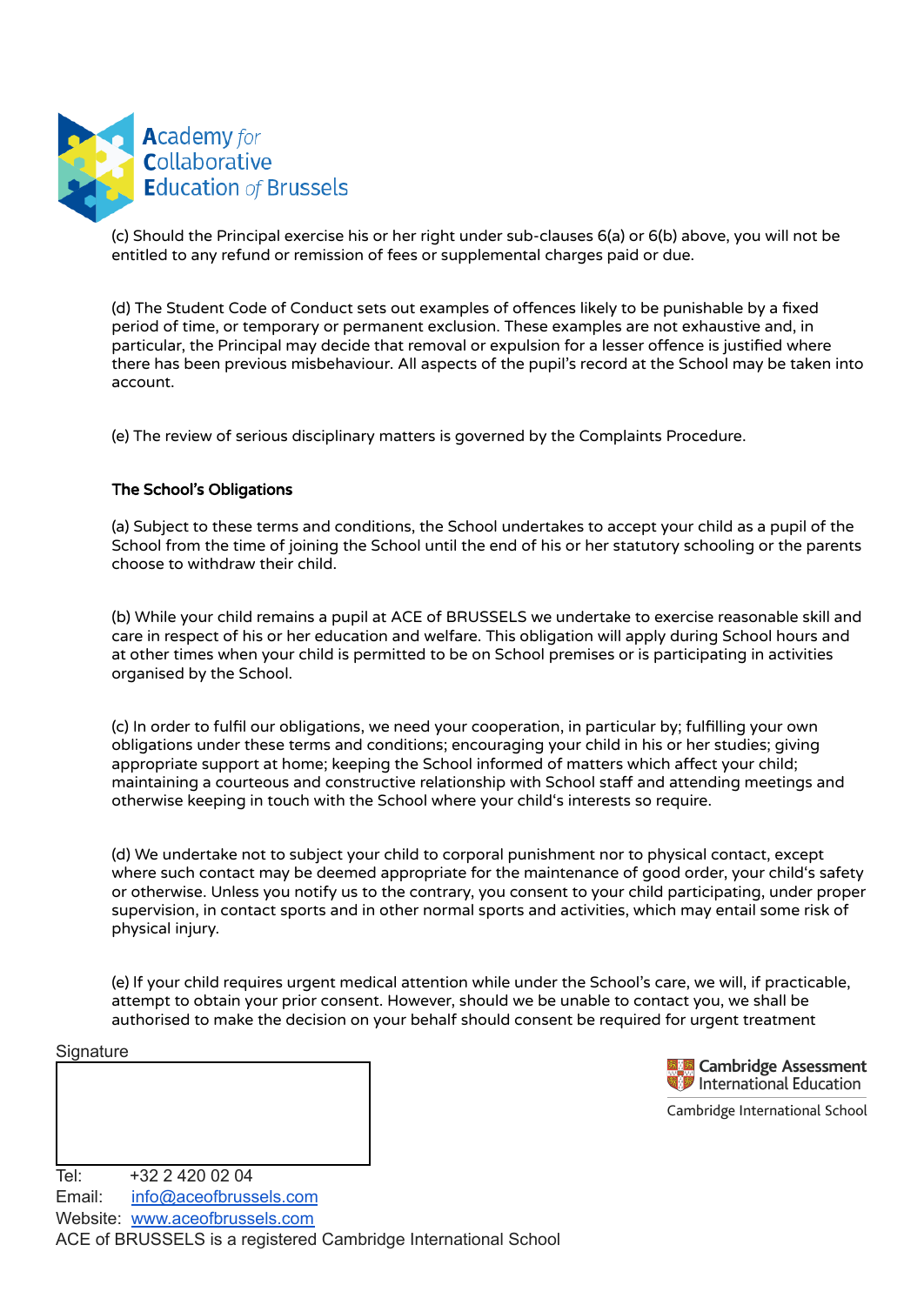(c) Should the Principal exercise his or her right under sub-clauses 6(a) or 6(b) above, you will not be entitled to any refund or remission of fees or supplemental charges paid or due.

(d) The Student Code of Conduct sets out examples of offences likely to be punishable by a fixed period of time, or temporary or permanent exclusion. These examples are not exhaustive and, in particular, the Principal may decide that removal or expulsion for a lesser offence is justified where there has been previous misbehaviour. All aspects of the pupil's record at the School may be taken into account.

(e) The review of serious disciplinary matters is governed by the Complaints Procedure.

**The School's Obligations**

(a) Subject to these terms and conditions, the School undertakes to accept your child as a pupil of the School from the time of joining the School until the end of his or her statutory schooling or the parents choose to withdraw their child.

(b) While your child remains a pupil at ACE of BRUSSELS we undertake to exercise reasonable skill and care in respect of his or her education and welfare. This obligation will apply during School hours and at other times when your child is permitted to be on School premises or is participating in activities organised by the School.

(c) In order to fulfil our obligations, we need your cooperation, in particular by; fulfilling your own obligations under these terms and conditions; encouraging your child in his or her studies; giving appropriate support at home; keeping the School informed of matters which affect your child; maintaining a courteous and constructive relationship with School staff and attending meetings and otherwise keeping in touch with the School where your child's interests so require.

(d) We undertake not to subject your child to corporal punishment nor to physical contact, except where such contact may be deemed appropriate for the maintenance of good order, your child's safety or otherwise. Unless you notify us to the contrary, you consent to your child participating, under proper supervision, in contact sports and in other normal sports and activities, which may entail some risk of physical injury.

(e) If your child requires urgent medical attention while under the School's care, we will, if practicable, attempt to obtain your prior consent. However, should we be unable to contact you, we shall be authorised to make the decision on your behalf should consent be required for urgent treatment

Signature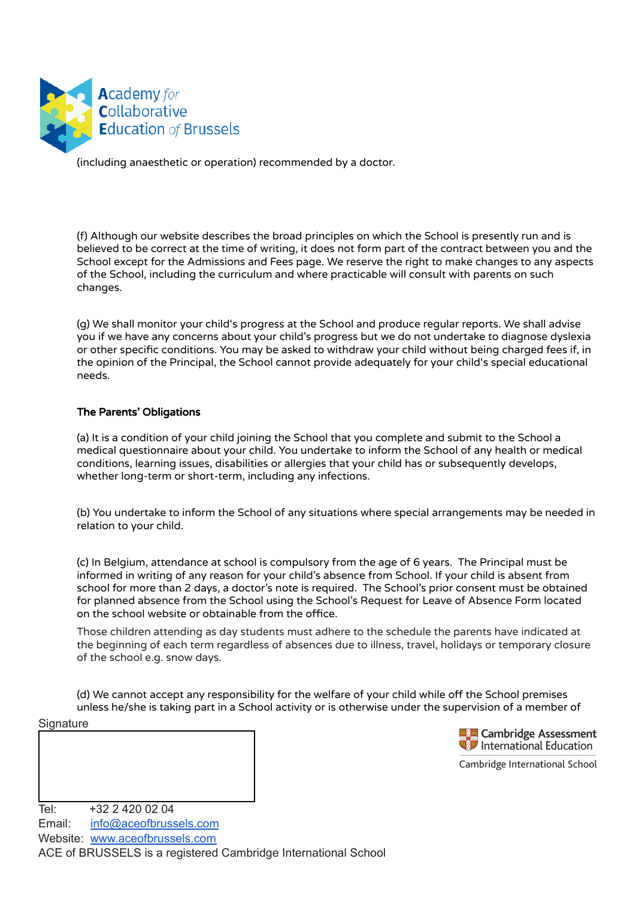(including anaesthetic or operation) recommended by a doctor.

(f) Although our website describes the broad principles on which the School is presently run and is believed to be correct at the time of writing, it does not form part of the contract between you and the School except for the Admissions and Fees page. We reserve the right to make changes to any aspects of the School, including the curriculum and where practicable will consult with parents on such changes.

(g) We shall monitor your child's progress at the School and produce regular reports. We shall advise you if we have any concerns about your child's progress but we do not undertake to diagnose dyslexia or other specific conditions. You may be asked to withdraw your child without being charged fees if, in the opinion of the Principal, the School cannot provide adequately for your child's special educational needs.

**The Parents' Obligations**

(a) It is a condition of your child joining the School that you complete and submit to the School a medical questionnaire about your child. You undertake to inform the School of any health or medical conditions, learning issues, disabilities or allergies that your child has or subsequently develops, whether long-term or short-term, including any infections.

(b) You undertake to inform the School of any situations where special arrangements may be needed in relation to your child.

(c) In Belgium, attendance at school is compulsory from the age of 6 years. The Principal must be informed in writing of any reason for your child's absence from School. If your child is absent from school for more than 2 days, a doctor's note is required. The School's prior consent must be obtained for planned absence from the School using the School's Request for Leave of Absence Form located on the school website or obtainable from the office.

Those children attending as day students must adhere to the schedule the parents have indicated at the beginning of each term regardless of absences due to illness, travel, holidays or temporary closure of the school e.g. snow days.

(d) We cannot accept any responsibility for the welfare of your child while off the School premises unless he/she is taking part in a School activity or is otherwise under the supervision of a member of

Signature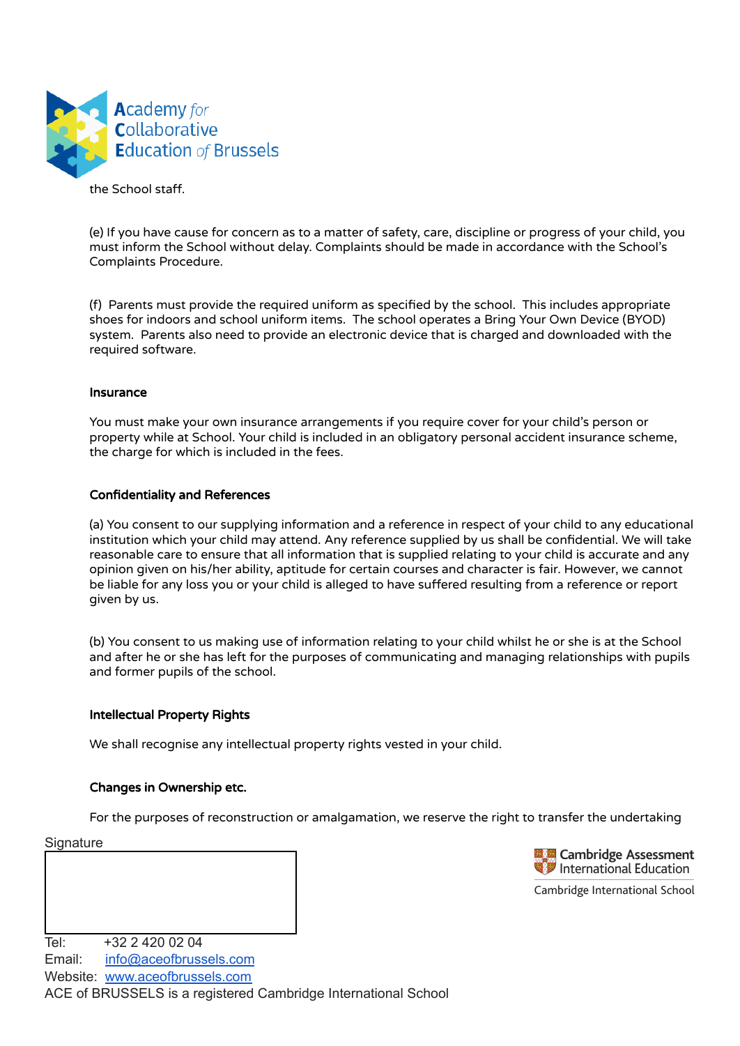the School staff.

(e) If you have cause for concern as to a matter of safety, care, discipline or progress of your child, you must inform the School without delay. Complaints should be made in accordance with the School's Complaints Procedure.

(f) Parents must provide the required uniform as specified by the school. This includes appropriate shoes for indoors and school uniform items. The school operates a Bring Your Own Device (BYOD) system. Parents also need to provide an electronic device that is charged and downloaded with the required software.

**Insurance**

You must make your own insurance arrangements if you require cover for your child's person or property while at School. Your child is included in an obligatory personal accident insurance scheme, the charge for which is included in the fees.

**Confidentiality and References**

(a) You consent to our supplying information and a reference in respect of your child to any educational institution which your child may attend. Any reference supplied by us shall be confidential. We will take reasonable care to ensure that all information that is supplied relating to your child is accurate and any opinion given on his/her ability, aptitude for certain courses and character is fair. However, we cannot be liable for any loss you or your child is alleged to have suffered resulting from a reference or report given by us.

(b) You consent to us making use of information relating to your child whilst he or she is at the School and after he or she has left for the purposes of communicating and managing relationships with pupils and former pupils of the school.

**Intellectual Property Rights**

We shall recognise any intellectual property rights vested in your child.

**Changes in Ownership etc.**

For the purposes of reconstruction or amalgamation, we reserve the right to transfer the undertaking

Signature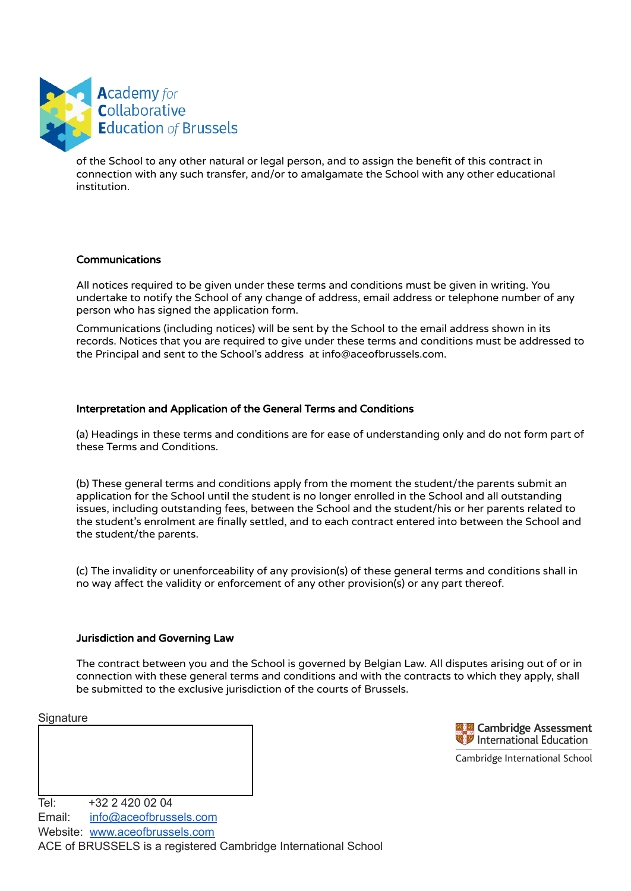of the School to any other natural or legal person, and to assign the benefit of this contract in connection with any such transfer, and/or to amalgamate the School with any other educational institution.

## Communications

All notices required to be given under these terms and conditions must be given in writing. You undertake to notify the School of any change of address, email address or telephone number of any person who has signed the application form.

Communications (including notices) will be sent by the School to the email address shown in its records. Notices that you are required to give under these terms and conditions must be addressed to the Principal and sent to the School's address at info@aceofbrussels.com.

## Interpretation and Application of the General Terms and Conditions

(a) Headings in these terms and conditions are for ease of understanding only and do not form part of these Terms and Conditions.

(b) These general terms and conditions apply from the moment the student/the parents submit an application for the School until the student is no longer enrolled in the School and all outstanding issues, including outstanding fees, between the School and the student/his or her parents related to the student's enrolment are finally settled, and to each contract entered into between the School and the student/the parents.

(c) The invalidity or unenforceability of any provision(s) of these general terms and conditions shall in no way affect the validity or enforcement of any other provision(s) or any part thereof.

## Jurisdiction and Governing Law

The contract between you and the School is governed by Belgian Law. All disputes arising out of or in connection with these general terms and conditions and with the contracts to which they apply, shall be submitted to the exclusive jurisdiction of the courts of Brussels.

Signature

Tel: +32 2 420 02 04
Email: info@aceofbrussels.com
Website: www.aceofbrussels.com
ACE of BRUSSELS is a registered Cambridge International School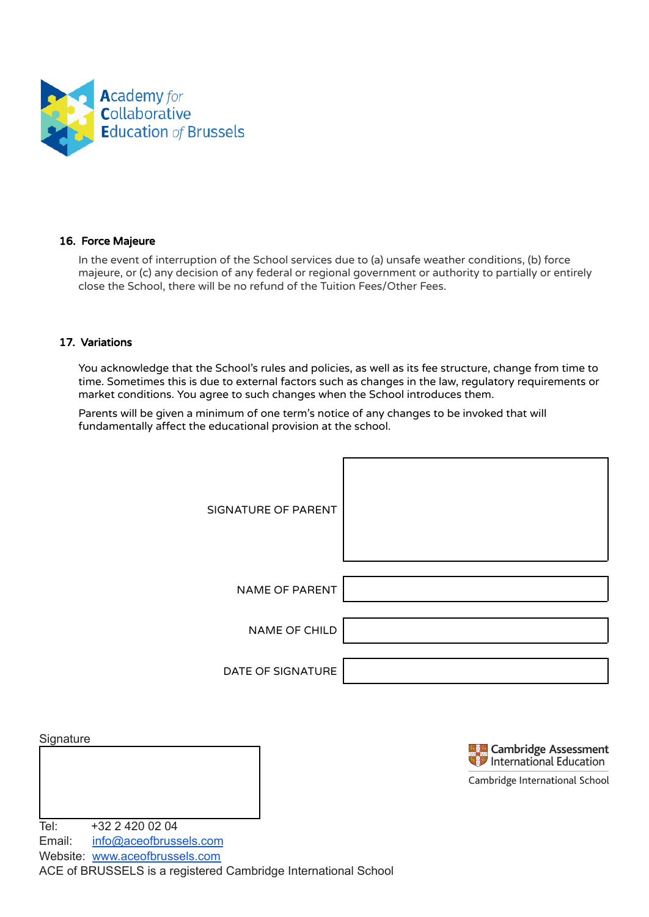### 16. Force Majeure

In the event of interruption of the School services due to (a) unsafe weather conditions, (b) force majeure, or (c) any decision of any federal or regional government or authority to partially or entirely close the School, there will be no refund of the Tuition Fees/Other Fees.

### 17. Variations

You acknowledge that the School's rules and policies, as well as its fee structure, change from time to time. Sometimes this is due to external factors such as changes in the law, regulatory requirements or market conditions. You agree to such changes when the School introduces them.

Parents will be given a minimum of one term's notice of any changes to be invoked that will fundamentally affect the educational provision at the school.

| | |
|---|---|
| SIGNATURE OF PARENT | |
| NAME OF PARENT | |
| NAME OF CHILD | |
| DATE OF SIGNATURE | |

Signature

Tel: +32 2 420 02 04
Email: info@aceofbrussels.com
Website: www.aceofbrussels.com
ACE of BRUSSELS is a registered Cambridge International School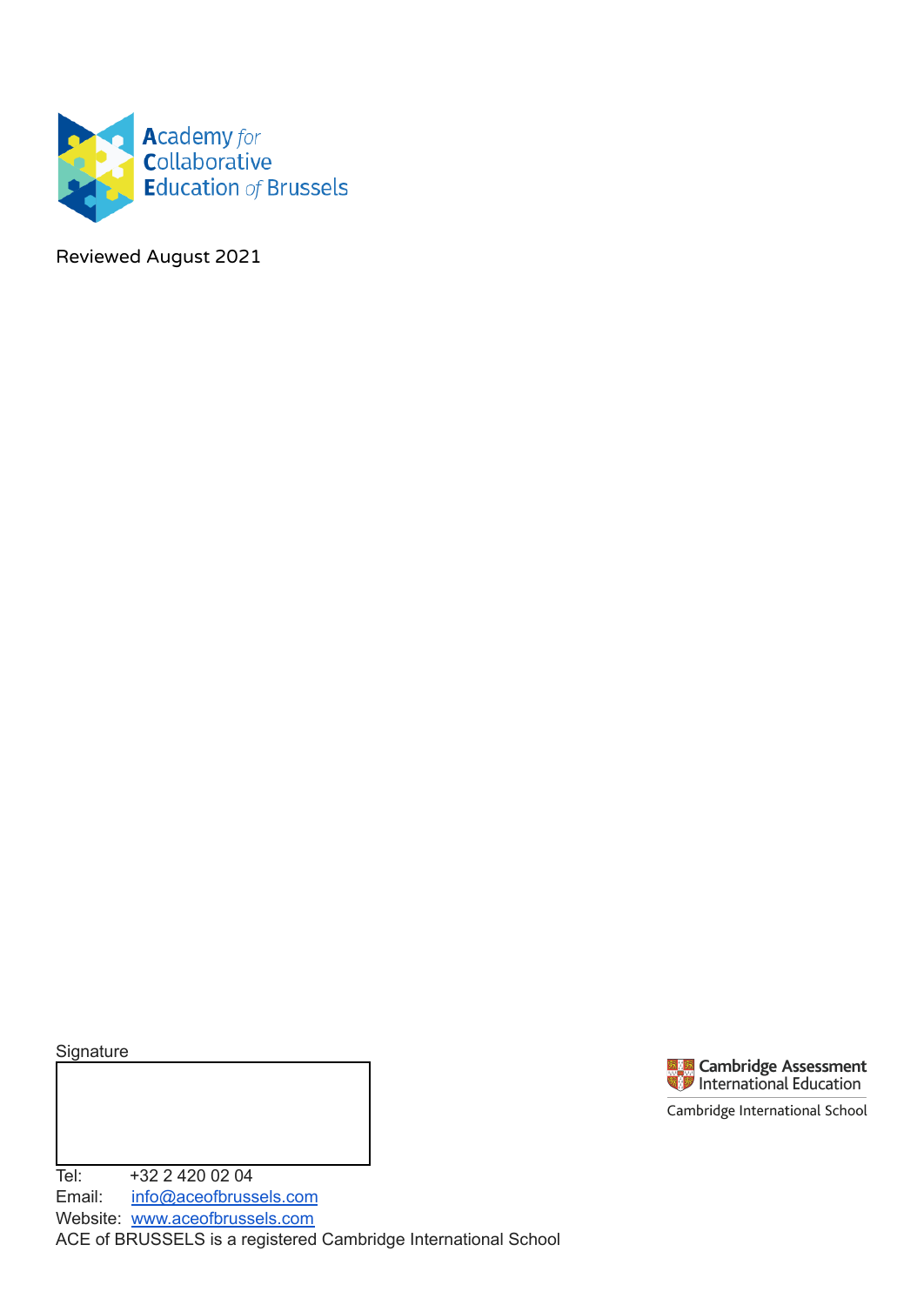Academy for Collaborative Education of Brussels

Reviewed August 2021

Signature

| |
|---|
| |

Tel: +32 2 420 02 04
Email: info@aceofbrussels.com
Website: www.aceofbrussels.com
ACE of BRUSSELS is a registered Cambridge International School

Cambridge Assessment International Education
Cambridge International School